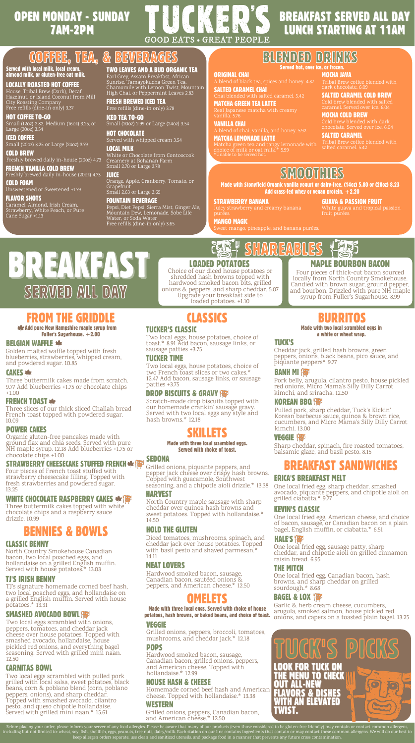# TUCKER'S

GOOD EATS • GREAT PEOPLE

**OPEN MONDAY - SUNDAY 7AM-2PM**

**BREAKFAST SERVED ALL DAY LUNCH STARTING AT 11AM**

## COFFEE, TEA, & BEVERAGES

**Served with local milk, local cream, almond milk, or gluten-free oat milk.**

### LOCALLY ROASTED HOT COFFEE
House, Tribal Brew (Dark), Decaf, Hazelnut, or Island Coconut from Mill City Roasting Company
Free refills (dine-in only) 3.37

### HOT COFFEE TO-GO
Small (12oz) 2.82, Medium (16oz) 3.25, or Large (20oz) 3.54

### ICED COFFEE
Small (20oz) 3.25 or Large (24oz) 3.79

### COLD BREW
Freshly brewed daily in-house (20oz) 4.73

### FRENCH VANILLA COLD BREW
Freshly brewed daily in-house (20oz) 4.73

### COLD FOAM
Unsweetened or Sweetened +1.79

### FLAVOR SHOTS
Caramel, Almond, Irish Cream, Strawberry, White Peach, or Pure Cane Sugar +1.13

### TWO LEAVES AND A BUD ORGANIC TEA
Earl Grey, Assam Breakfast, African Sunrise, Tamayokucha Green Tea, Chamomile with Lemon Twist, Mountain High Chai, or Peppermint Leaves 2.83

### FRESH BREWED ICED TEA
Free refills (dine-in only) 3.78

### ICED TEA TO-GO
Small (20oz) 2.99 or Large (24oz) 3.54

### HOT CHOCOLATE
Served with whipped cream 3.54

### LOCAL MILK
White or Chocolate from Contoocook Creamery at Bohanan Farm
Small 2.70 or Large 3.78

### JUICE
Orange, Apple, Cranberry, Tomato, or Grapefruit
Small 2.63 or Large 3.69

### FOUNTAIN BEVERAGE
Pepsi, Diet Pepsi, Sierra Mist, Ginger Ale, Mountain Dew, Lemonade, Sobe Life Water, or Soda Water
Free refills (dine-in only) 3.65

## BLENDED DRINKS

**Served hot, over ice, or frozen.**

### ORIGINAL CHAI
A blend of black tea, spices and honey. 4.87

### SALTED CARAMEL CHAI
Chai blended with salted caramel. 5.42

### MATCHA GREEN TEA LATTE
Real Japanese matcha with creamy vanilla. 5.76

### VANILLA CHAI
A blend of chai, vanilla, and honey. 5.92

### MATCHA LEMONADE LATTE
Matcha green tea and tangy lemonade with choice of milk or oat milk.* 5.99
*Unable to be served hot.

### MOCHA JAVA
Tribal Brew coffee blended with dark chocolate. 6.09

### SALTED CARAMEL COLD BREW
Cold brew blended with salted caramel. Served over ice. 6.04

### MOCHA COLD BREW
Cold brew blended with dark chocolate. Served over ice. 6.04

### SALTED CARAMEL
Tribal Brew coffee blended with salted caramel. 5.42

## SMOOTHIES

**Made with Stonyfield Organic vanilla yogurt or dairy-free. (14oz) 5.80 or (20oz) 8.23 Add grass-fed whey or vegan protein. +2.20**

### STRAWBERRY BANANA
Juicy strawberry and creamy banana purées.

### MANGO MAGIC
Sweet mango, pineapple, and banana purées.

### GUAVA & PASSION FRUIT
White guava and tropical passion fruit purées.

# BREAKFAST SERVED ALL DAY

## SHAREABLES

### LOADED POTATOES
Choice of our diced house potatoes or shredded hash browns topped with hardwood smoked bacon bits, grilled onions & peppers, and sharp cheddar. 5.07
Upgrade your breakfast side to loaded potatoes. +1.10

### MAPLE BOURBON BACON
Four pieces of thick-cut bacon sourced locally from North Country Smokehouse. Candied with brown sugar, ground pepper, and bourbon. Drizzled with pure NH maple syrup from Fuller's Sugarhouse. 8.99

## FROM THE GRIDDLE

**Add pure New Hampshire maple syrup from Fuller's Sugarhouse. +2.00**

### BELGIAN WAFFLE
Golden malted waffle topped with fresh blueberries, strawberries, whipped cream, and powdered sugar. 10.85

### CAKES
Three buttermilk cakes made from scratch. 9.77 Add blueberries +1.75 or chocolate chips +1.00

### FRENCH TOAST
Three slices of our thick sliced Challah bread French toast topped with powdered sugar. 10.09

### POWER CAKES
Organic gluten-free pancakes made with ground flax and chia seeds. Served with pure NH maple syrup. 12.18 Add blueberries +1.75 or chocolate chips +1.00

### STRAWBERRY CHEESECAKE STUFFED FRENCH
Four pieces of French toast stuffed with strawberry cheesecake filling. Topped with fresh strawberries and powdered sugar. 13.25

### WHITE CHOCOLATE RASPBERRY CAKES
Three buttermilk cakes topped with white chocolate chips and a raspberry sauce drizzle. 10.99

## BENNIES & BOWLS

### CLASSIC BENNY
North Country Smokehouse Canadian bacon, two local poached eggs, and hollandaise on a grilled English muffin. Served with house potatoes.* 13.03

### TJ'S IRISH BENNY
TJ's signature homemade corned beef hash, two local poached eggs, and hollandaise on a grilled English muffin. Served with house potatoes.* 13.31

### SMASHED AVOCADO BOWL
Two local eggs scrambled with onions, peppers, tomatoes, and cheddar jack cheese over house potatoes. Topped with smashed avocado, hollandaise, house pickled red onions, and everything bagel seasoning. Served with grilled mini naan. 12.50

### CARNITAS BOWL
Two local eggs scrambled with pulled pork grilled with local salsa, sweet potatoes, black beans, corn & poblano blend (corn, poblano peppers, onions), and sharp cheddar. Topped with smashed avocado, cilantro pesto, and queso chipotle hollandaise. Served with grilled mini naan.* 15.61

## CLASSICS

### TUCKER'S CLASSIC
Two local eggs, house potatoes, choice of toast.* 8.91 Add bacon, sausage links, or sausage patties +3.75

### TUCKER TIME
Two local eggs, house potatoes, choice of two French toast slices or two cakes.* 12.47 Add bacon, sausage links, or sausage patties +3.75

### DROP BISCUITS & GRAVY
Scratch-made drop biscuits topped with our homemade crankin' sausage gravy. Served with two local eggs any style and hash browns.* 12.18

## SKILLETS

**Made with three local scrambled eggs. Served with choice of toast.**

### SEDONA
Grilled onions, piquante peppers, and pepper jack cheese over crispy hash browns. Topped with guacamole, Southwest seasoning, and a chipotle aioli drizzle.* 13.38

### HARVEST
North Country maple sausage with sharp cheddar over quinoa hash browns and sweet potatoes. Topped with hollandaise.* 14.50

### HOLD THE GLUTEN
Diced tomatoes, mushrooms, spinach, and cheddar jack over house potatoes. Topped with basil pesto and shaved parmesan.* 14.11

### MEAT LOVERS
Hardwood smoked bacon, sausage, Canadian bacon, sautéed onions & peppers, and American cheese.* 12.50

## OMELETS

**Made with three local eggs. Served with choice of house potatoes, hash browns, or baked beans, and choice of toast.**

### VEGGIE
Grilled onions, peppers, broccoli, tomatoes, mushrooms, and cheddar jack.* 12.18

### POPS
Hardwood smoked bacon, sausage, Canadian bacon, grilled onions, peppers, and American cheese. Topped with hollandaise.* 12.99

### HOUSE HASH & CHEESE
Homemade corned beef hash and American cheese. Topped with hollandaise.* 13.38

### WESTERN
Grilled onions, peppers, Canadian bacon, and American cheese.* 12.50

## BURRITOS

**Made with two local scrambled eggs in a white or wheat wrap.**

### TUCK'S
Cheddar jack, grilled hash browns, green peppers, onions, black beans, pico sauce, and piquante peppers* 9.77

### BANH MI
Pork belly, arugula, cilantro pesto, house pickled red onions, Micro Mama's Silly Dilly Carrot kimchi, and sriracha. 12.50

### KOREAN BBQ
Pulled pork, sharp cheddar, Tuck's Kickin' Korean barbecue sauce, quinoa & brown rice, cucumbers, and Micro Mama's Silly Dilly Carrot kimchi. 13.00

### VEGGIE
Sharp cheddar, spinach, fire roasted tomatoes, balsamic glaze, and basil pesto. 8.15

## BREAKFAST SANDWICHES

### ERICA'S BREAKFAST MELT
One local fried egg, sharp cheddar, smashed avocado, piquante peppers, and chipotle aioli on grilled ciabatta.* 9.77

### KEVIN'S CLASSIC
One local fried egg, American cheese, and choice of bacon, sausage, or Canadian bacon on a plain bagel, English muffin, or ciabatta.* 6.51

### HALE'S
One local fried egg, sausage patty, sharp cheddar, and chipotle aioli on grilled cinnamon raisin bread. 6.95

### THE MITCH
One local fried egg, Canadian bacon, hash browns, and sharp cheddar on grilled sourdough.* 8.68

### BAGEL & LOX
Garlic & herb cream cheese, cucumbers, arugula, smoked salmon, house pickled red onions, and capers on a toasted plain bagel. 13.25

## TUCK'S PICKS

LOOK FOR TUCK ON THE MENU TO CHECK OUT ALL-NEW FLAVORS & DISHES WITH AN ELEVATED TWIST.

Before placing your order, please inform your server of any food allergies. Please be aware that many of our products (even those considered to be gluten-free friendly) may contain or contact common allergens, including but not limited to: wheat, soy, fish, shellfish, eggs, peanuts, tree nuts, dairy/milk. Each station on our line contains ingredients that contain or may contact these common allergens. We will do our best to keep allergen orders separate, use clean and sanitized utensils, and package food in a manner that prevents any future cross contamination.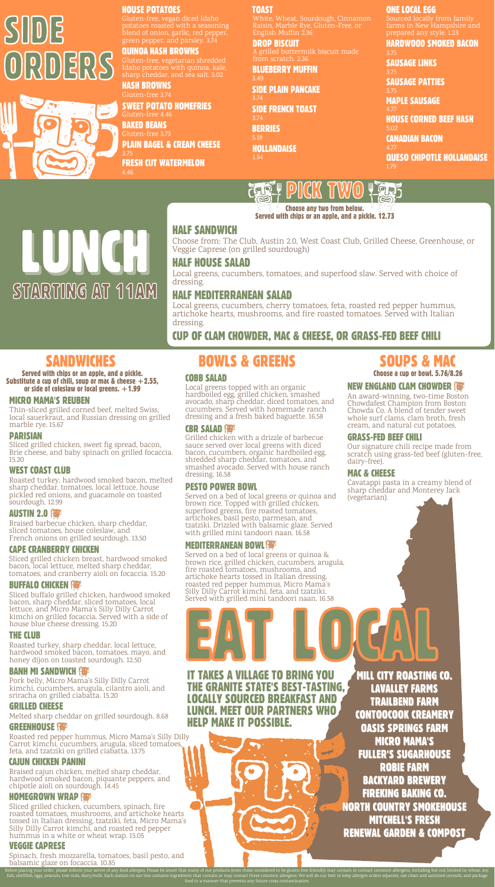# SIDE ORDERS

### HOUSE POTATOES
Gluten-free, vegan diced Idaho potatoes roasted with a seasoning blend of onion, garlic, red pepper, green pepper, and parsley. 3.74

### QUINOA HASH BROWNS
Gluten-free, vegetarian shredded Idaho potatoes with quinoa, kale, sharp cheddar, and sea salt. 5.02

### HASH BROWNS
Gluten-free 3.74

### SWEET POTATO HOMEFRIES
Gluten-free 4.46

### BAKED BEANS
Gluten-free 3.73

### PLAIN BAGEL & CREAM CHEESE
3.75

### FRESH CUT WATERMELON
4.46

### TOAST
White, Wheat, Sourdough, Cinnamon Raisin, Marble Rye, Gluten-Free, or English Muffin 2.36

### DROP BISCUIT
A grilled buttermilk biscuit made from scratch. 2.36

### BLUEBERRY MUFFIN
3.49

### SIDE PLAIN PANCAKE
3.74

### SIDE FRENCH TOAST
3.74

### BERRIES
5.18

### HOLLANDAISE
1.54

### ONE LOCAL EGG
Sourced locally from family farms in New Hampshire and prepared any style. 1.23

### HARDWOOD SMOKED BACON
3.75

### SAUSAGE LINKS
3.75

### SAUSAGE PATTIES
3.75

### MAPLE SAUSAGE
4.77

### HOUSE CORNED BEEF HASH
5.02

### CANADIAN BACON
4.77

### QUESO CHIPOTLE HOLLANDAISE
1.79

# LUNCH
## STARTING AT 11AM

## PICK TWO
**Choose any two from below. Served with chips or an apple, and a pickle. 12.73**

### HALF SANDWICH
Choose from: The Club, Austin 2.0, West Coast Club, Grilled Cheese, Greenhouse, or Veggie Caprese (on grilled sourdough)

### HALF HOUSE SALAD
Local greens, cucumbers, tomatoes, and superfood slaw. Served with choice of dressing.

### HALF MEDITERRANEAN SALAD
Local greens, cucumbers, cherry tomatoes, feta, roasted red pepper hummus, artichoke hearts, mushrooms, and fire roasted tomatoes. Served with Italian dressing.

### CUP OF CLAM CHOWDER, MAC & CHEESE, OR GRASS-FED BEEF CHILI

## SANDWICHES
**Served with chips or an apple, and a pickle. Substitute a cup of chili, soup or mac & cheese +2.55, or side of coleslaw or local greens. +1.99**

### MICRO MAMA'S REUBEN
Thin-sliced grilled corned beef, melted Swiss, local sauerkraut, and Russian dressing on grilled marble rye. 15.67

### PARISIAN
Sliced grilled chicken, sweet fig spread, bacon, Brie cheese, and baby spinach on grilled focaccia. 15.20

### WEST COAST CLUB
Roasted turkey, hardwood smoked bacon, melted sharp cheddar, tomatoes, local lettuce, house pickled red onions, and guacamole on toasted sourdough. 12.99

### AUSTIN 2.0
Braised barbecue chicken, sharp cheddar, sliced tomatoes, house coleslaw, and French onions on grilled sourdough. 13.50

### CAPE CRANBERRY CHICKEN
Sliced grilled chicken breast, hardwood smoked bacon, local lettuce, melted sharp cheddar, tomatoes, and cranberry aioli on focaccia. 15.20

### BUFFALO CHICKEN
Sliced buffalo grilled chicken, hardwood smoked bacon, sharp cheddar, sliced tomatoes, local lettuce, and Micro Mama's Silly Dilly Carrot kimchi on grilled focaccia. Served with a side of house blue cheese dressing. 15.20

### THE CLUB
Roasted turkey, sharp cheddar, local lettuce, hardwood smoked bacon, tomatoes, mayo, and honey dijon on toasted sourdough. 12.50

### BANH MI SANDWICH
Pork belly, Micro Mama's Silly Dilly Carrot kimchi, cucumbers, arugula, cilantro aioli, and sriracha on grilled ciabatta. 15.20

### GRILLED CHEESE
Melted sharp cheddar on grilled sourdough. 8.68

### GREENHOUSE
Roasted red pepper hummus, Micro Mama's Silly Dilly Carrot kimchi, cucumbers, arugula, sliced tomatoes, feta, and tzatziki on grilled ciabatta. 13.75

### CAJUN CHICKEN PANINI
Braised cajun chicken, melted sharp cheddar, hardwood smoked bacon, piquante peppers, and chipotle aioli on sourdough. 14.45

### HOMEGROWN WRAP
Sliced grilled chicken, cucumbers, spinach, fire roasted tomatoes, mushrooms, and artichoke hearts tossed in Italian dressing, tzatziki, feta, Micro Mama's Silly Dilly Carrot kimchi, and roasted red pepper hummus in a white or wheat wrap. 15.05

### VEGGIE CAPRESE
Spinach, fresh mozzarella, tomatoes, basil pesto, and balsamic glaze on focaccia. 10.85

## BOWLS & GREENS

### COBB SALAD
Local greens topped with an organic hardboiled egg, grilled chicken, smashed avocado, sharp cheddar, diced tomatoes, and cucumbers. Served with homemade ranch dressing and a fresh baked baguette. 16.58

### CBR SALAD
Grilled chicken with a drizzle of barbecue sauce served over local greens with diced bacon, cucumbers, organic hardboiled egg, shredded sharp cheddar, tomatoes, and smashed avocado. Served with house ranch dressing. 16.58

### PESTO POWER BOWL
Served on a bed of local greens or quinoa and brown rice. Topped with grilled chicken, superfood greens, fire roasted tomatoes, artichokes, basil pesto, parmesan, and tzatziki. Drizzled with balsamic glaze. Served with grilled mini tandoori naan. 16.58

### MEDITERRANEAN BOWL
Served on a bed of local greens or quinoa & brown rice, grilled chicken, cucumbers, arugula, fire roasted tomatoes, mushrooms, and artichoke hearts tossed in Italian dressing, roasted red pepper hummus, Micro Mama's Silly Dilly Carrot kimchi, feta, and tzatziki. Served with grilled mini tandoori naan. 16.58

## SOUPS & MAC
**Choose a cup or bowl. 5.76/8.26**

### NEW ENGLAND CLAM CHOWDER
An award-winning, two-time Boston Chowdafest Champion from Boston Chowda Co. A blend of tender sweet whole surf clams, clam broth, fresh cream, and natural cut potatoes.

### GRASS-FED BEEF CHILI
Our signature chili recipe made from scratch using grass-fed beef (gluten-free, dairy-free).

### MAC & CHEESE
Cavatappi pasta in a creamy blend of sharp cheddar and Monterey Jack (vegetarian).

# EAT LOCAL

**IT TAKES A VILLAGE TO BRING YOU THE GRANITE STATE'S BEST-TASTING, LOCALLY SOURCED BREAKFAST AND LUNCH. MEET OUR PARTNERS WHO HELP MAKE IT POSSIBLE.**

- MILL CITY ROASTING CO.
- LAVALLEY FARMS
- TRAILBEND FARM
- CONTOOCOOK CREAMERY
- OASIS SPRINGS FARM
- MICRO MAMA'S
- FULLER'S SUGARHOUSE
- ROBIE FARM
- BACKYARD BREWERY
- FIREKING BAKING CO.
- NORTH COUNTRY SMOKEHOUSE
- MITCHELL'S FRESH
- RENEWAL GARDEN & COMPOST

Before placing your order, please inform your server of any food allergies. Please be aware that many of our products (even those considered to be gluten-free friendly) may contain or contact common allergens, including but not limited to: wheat, soy, fish, shellfish, eggs, peanuts, tree nuts, dairy/milk. Each station on our line contains ingredients that contain or may contact these common allergens. We will do our best to keep allergen orders separate, use clean and sanitized utensils, and package food in a manner that prevents any future cross contamination.